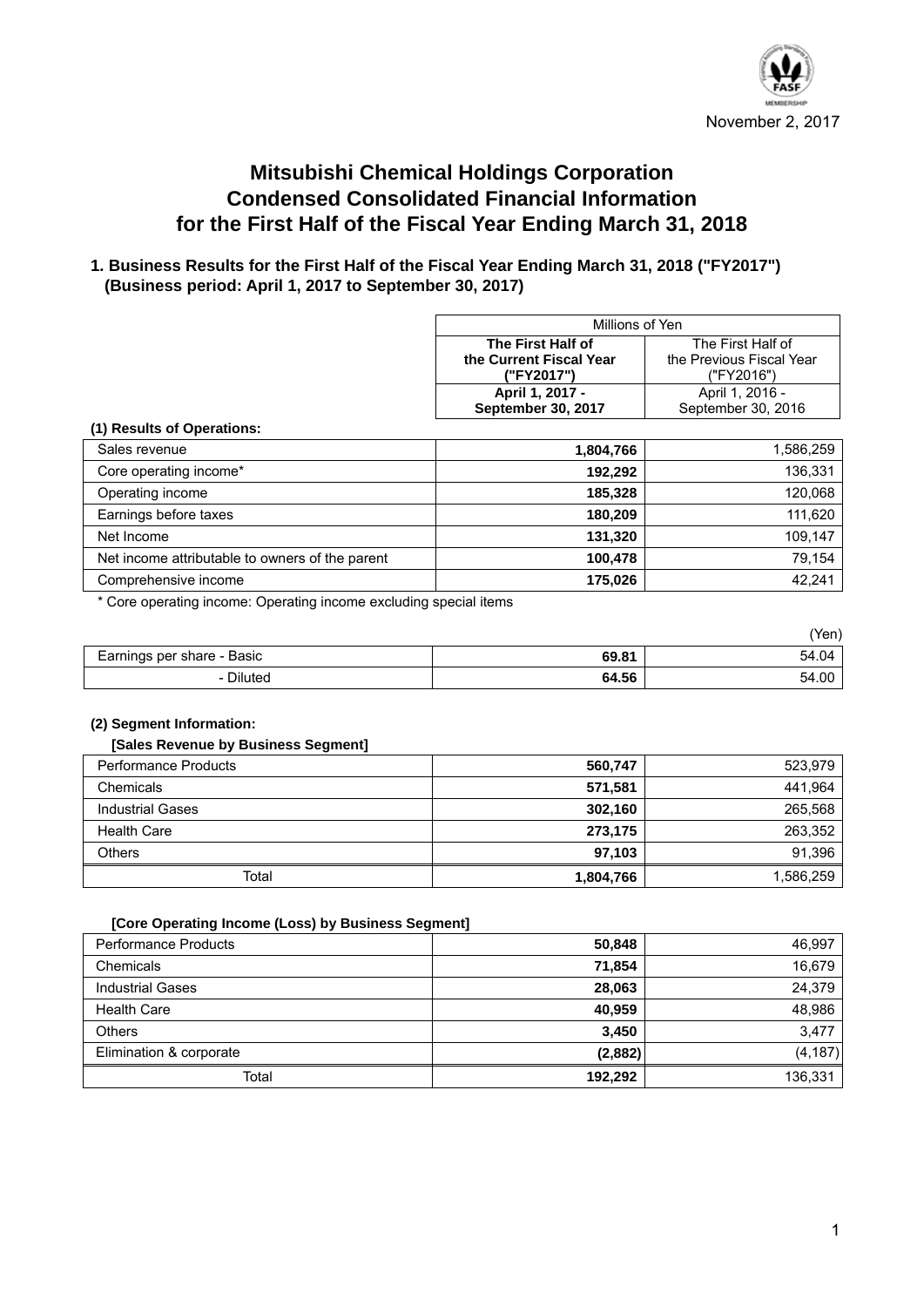November 2, 2017

# Mitsubishi Chemical Holdings Corporation
# Condensed Consolidated Financial Information
# for the First Half of the Fiscal Year Ending March 31, 2018

## 1. Business Results for the First Half of the Fiscal Year Ending March 31, 2018 ("FY2017") (Business period: April 1, 2017 to September 30, 2017)

| | Millions of Yen | |
|---|---|---|
| | **The First Half of the Current Fiscal Year ("FY2017")** | The First Half of the Previous Fiscal Year ("FY2016") |
| | **April 1, 2017 - September 30, 2017** | April 1, 2016 - September 30, 2016 |

**(1) Results of Operations:**

| | | |
|---|---|---|
| Sales revenue | **1,804,766** | 1,586,259 |
| Core operating income* | **192,292** | 136,331 |
| Operating income | **185,328** | 120,068 |
| Earnings before taxes | **180,209** | 111,620 |
| Net Income | **131,320** | 109,147 |
| Net income attributable to owners of the parent | **100,478** | 79,154 |
| Comprehensive income | **175,026** | 42,241 |

\* Core operating income: Operating income excluding special items

(Yen)

| | | |
|---|---|---|
| Earnings per share - Basic | **69.81** | 54.04 |
| - Diluted | **64.56** | 54.00 |

**(2) Segment Information:**

**[Sales Revenue by Business Segment]**

| | | |
|---|---|---|
| Performance Products | **560,747** | 523,979 |
| Chemicals | **571,581** | 441,964 |
| Industrial Gases | **302,160** | 265,568 |
| Health Care | **273,175** | 263,352 |
| Others | **97,103** | 91,396 |
| Total | **1,804,766** | 1,586,259 |

**[Core Operating Income (Loss) by Business Segment]**

| | | |
|---|---|---|
| Performance Products | **50,848** | 46,997 |
| Chemicals | **71,854** | 16,679 |
| Industrial Gases | **28,063** | 24,379 |
| Health Care | **40,959** | 48,986 |
| Others | **3,450** | 3,477 |
| Elimination & corporate | **(2,882)** | (4,187) |
| Total | **192,292** | 136,331 |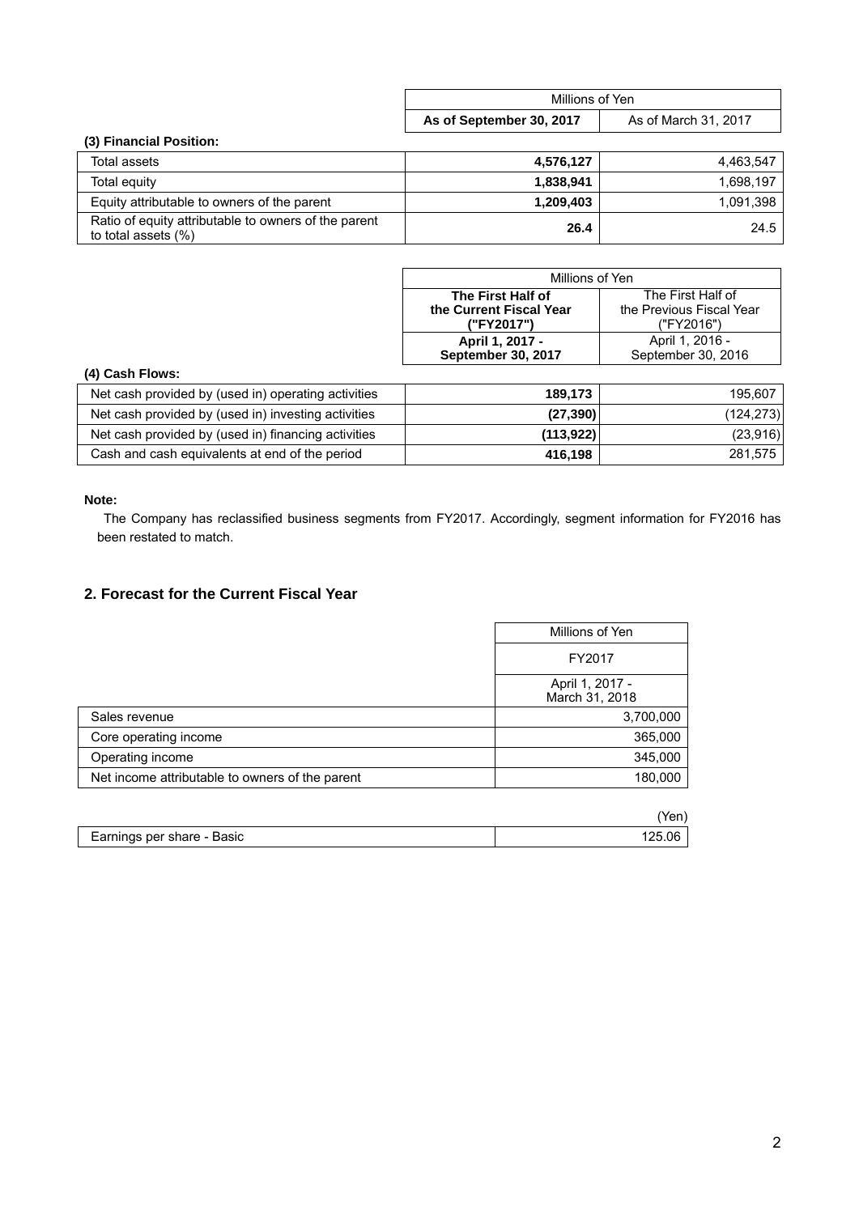### (3) Financial Position:

| | Millions of Yen | |
|---|---|---|
| | **As of September 30, 2017** | As of March 31, 2017 |
| Total assets | **4,576,127** | 4,463,547 |
| Total equity | **1,838,941** | 1,698,197 |
| Equity attributable to owners of the parent | **1,209,403** | 1,091,398 |
| Ratio of equity attributable to owners of the parent to total assets (%) | **26.4** | 24.5 |

### (4) Cash Flows:

| | Millions of Yen | |
|---|---|---|
| | **The First Half of the Current Fiscal Year ("FY2017")** | The First Half of the Previous Fiscal Year ("FY2016") |
| | **April 1, 2017 - September 30, 2017** | April 1, 2016 - September 30, 2016 |
| Net cash provided by (used in) operating activities | **189,173** | 195,607 |
| Net cash provided by (used in) investing activities | **(27,390)** | (124,273) |
| Net cash provided by (used in) financing activities | **(113,922)** | (23,916) |
| Cash and cash equivalents at end of the period | **416,198** | 281,575 |

**Note:**

The Company has reclassified business segments from FY2017. Accordingly, segment information for FY2016 has been restated to match.

## 2. Forecast for the Current Fiscal Year

| | Millions of Yen |
|---|---|
| | FY2017 |
| | April 1, 2017 - March 31, 2018 |
| Sales revenue | 3,700,000 |
| Core operating income | 365,000 |
| Operating income | 345,000 |
| Net income attributable to owners of the parent | 180,000 |

| | (Yen) |
|---|---|
| Earnings per share - Basic | 125.06 |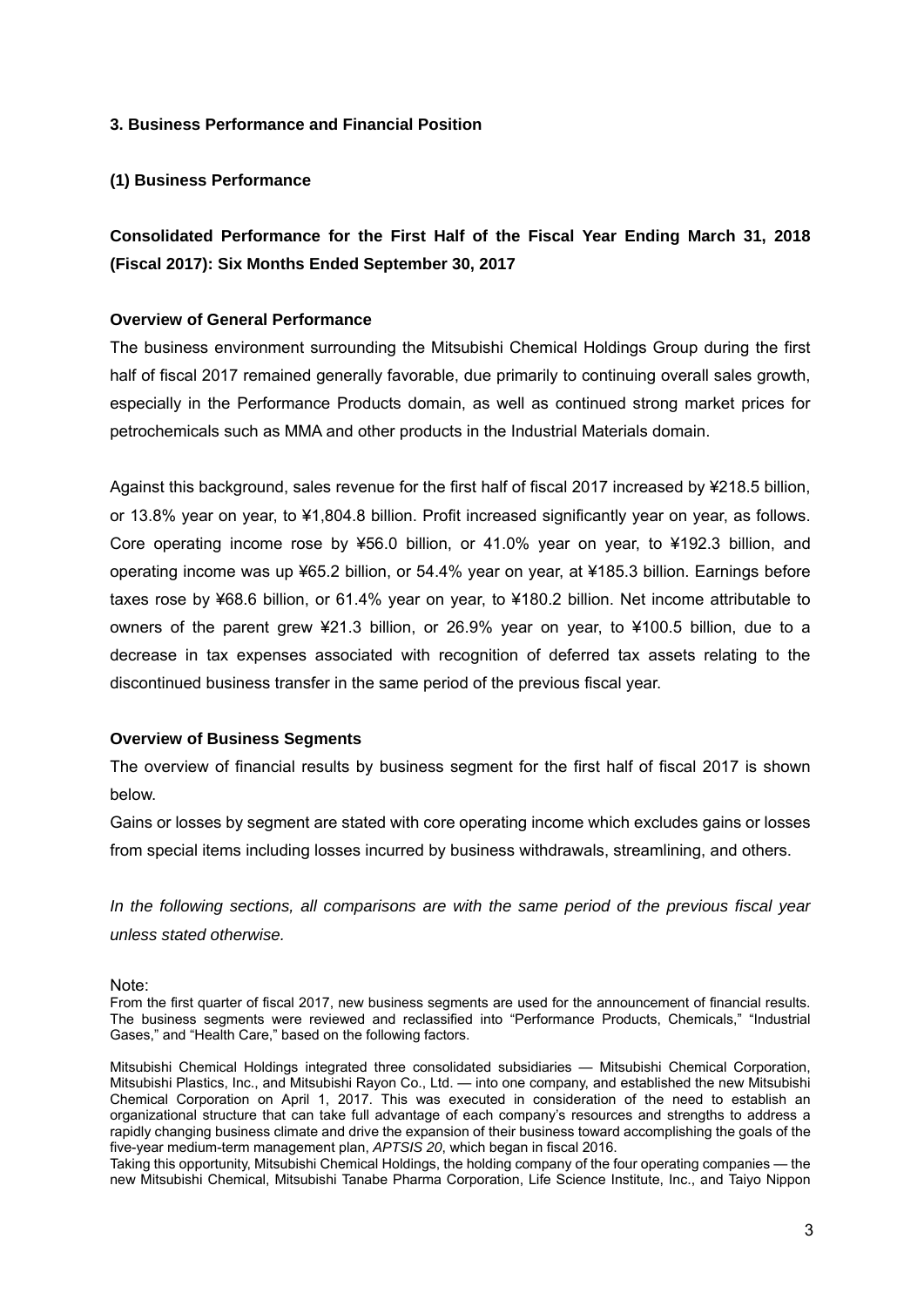### 3. Business Performance and Financial Position

#### (1) Business Performance

**Consolidated Performance for the First Half of the Fiscal Year Ending March 31, 2018 (Fiscal 2017): Six Months Ended September 30, 2017**

**Overview of General Performance**

The business environment surrounding the Mitsubishi Chemical Holdings Group during the first half of fiscal 2017 remained generally favorable, due primarily to continuing overall sales growth, especially in the Performance Products domain, as well as continued strong market prices for petrochemicals such as MMA and other products in the Industrial Materials domain.

Against this background, sales revenue for the first half of fiscal 2017 increased by ¥218.5 billion, or 13.8% year on year, to ¥1,804.8 billion. Profit increased significantly year on year, as follows. Core operating income rose by ¥56.0 billion, or 41.0% year on year, to ¥192.3 billion, and operating income was up ¥65.2 billion, or 54.4% year on year, at ¥185.3 billion. Earnings before taxes rose by ¥68.6 billion, or 61.4% year on year, to ¥180.2 billion. Net income attributable to owners of the parent grew ¥21.3 billion, or 26.9% year on year, to ¥100.5 billion, due to a decrease in tax expenses associated with recognition of deferred tax assets relating to the discontinued business transfer in the same period of the previous fiscal year.

**Overview of Business Segments**

The overview of financial results by business segment for the first half of fiscal 2017 is shown below.

Gains or losses by segment are stated with core operating income which excludes gains or losses from special items including losses incurred by business withdrawals, streamlining, and others.

*In the following sections, all comparisons are with the same period of the previous fiscal year unless stated otherwise.*

Note:

From the first quarter of fiscal 2017, new business segments are used for the announcement of financial results. The business segments were reviewed and reclassified into "Performance Products, Chemicals," "Industrial Gases," and "Health Care," based on the following factors.

Mitsubishi Chemical Holdings integrated three consolidated subsidiaries — Mitsubishi Chemical Corporation, Mitsubishi Plastics, Inc., and Mitsubishi Rayon Co., Ltd. — into one company, and established the new Mitsubishi Chemical Corporation on April 1, 2017. This was executed in consideration of the need to establish an organizational structure that can take full advantage of each company's resources and strengths to address a rapidly changing business climate and drive the expansion of their business toward accomplishing the goals of the five-year medium-term management plan, *APTSIS 20*, which began in fiscal 2016.

Taking this opportunity, Mitsubishi Chemical Holdings, the holding company of the four operating companies — the new Mitsubishi Chemical, Mitsubishi Tanabe Pharma Corporation, Life Science Institute, Inc., and Taiyo Nippon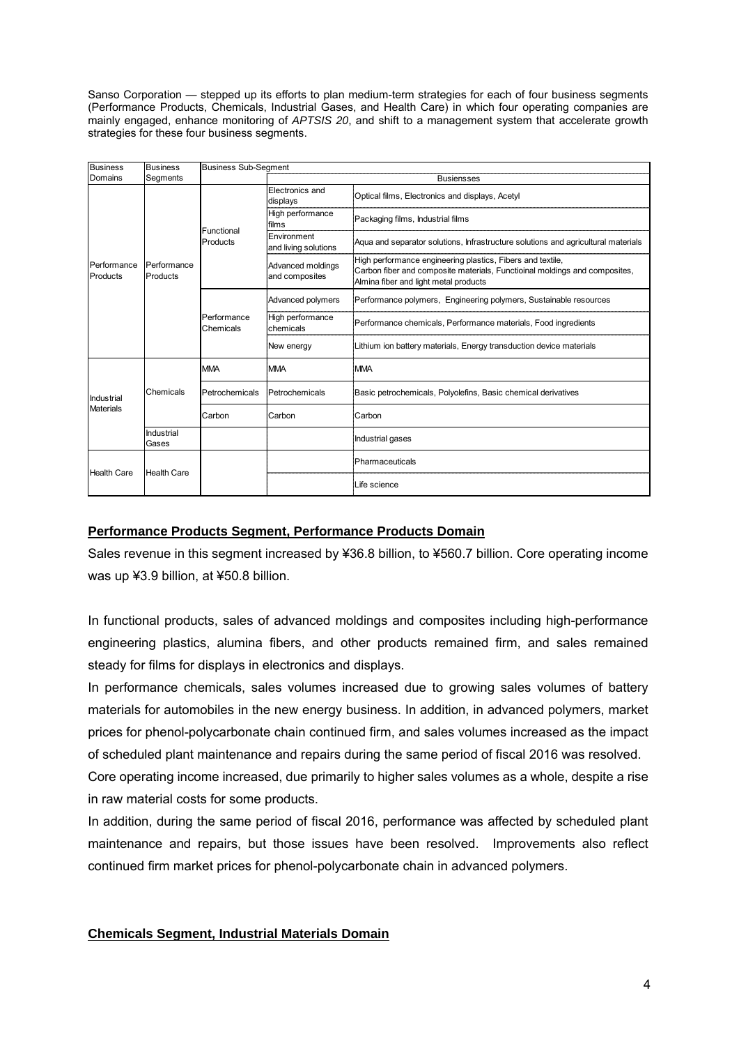Sanso Corporation — stepped up its efforts to plan medium-term strategies for each of four business segments (Performance Products, Chemicals, Industrial Gases, and Health Care) in which four operating companies are mainly engaged, enhance monitoring of *APTSIS 20*, and shift to a management system that accelerate growth strategies for these four business segments.

| Business Domains | Business Segments | Business Sub-Segment | | |
|---|---|---|---|---|
| | | | Busiensses | |
| Performance Products | Performance Products | Functional Products | Electronics and displays | Optical films, Electronics and displays, Acetyl |
| | | | High performance films | Packaging films, Industrial films |
| | | | Environment and living solutions | Aqua and separator solutions, Infrastructure solutions and agricultural materials |
| | | | Advanced moldings and composites | High performance engineering plastics, Fibers and textile, Carbon fiber and composite materials, Functioinal moldings and composites, Almina fiber and light metal products |
| | | Performance Chemicals | Advanced polymers | Performance polymers, Engineering polymers, Sustainable resources |
| | | | High performance chemicals | Performance chemicals, Performance materials, Food ingredients |
| | | | New energy | Lithium ion battery materials, Energy transduction device materials |
| Industrial Materials | Chemicals | MMA | MMA | MMA |
| | | Petrochemicals | Petrochemicals | Basic petrochemicals, Polyolefins, Basic chemical derivatives |
| | | Carbon | Carbon | Carbon |
| | Industrial Gases | | | Industrial gases |
| Health Care | Health Care | | | Pharmaceuticals |
| | | | | Life science |

**Performance Products Segment, Performance Products Domain**

Sales revenue in this segment increased by ¥36.8 billion, to ¥560.7 billion. Core operating income was up ¥3.9 billion, at ¥50.8 billion.

In functional products, sales of advanced moldings and composites including high-performance engineering plastics, alumina fibers, and other products remained firm, and sales remained steady for films for displays in electronics and displays.

In performance chemicals, sales volumes increased due to growing sales volumes of battery materials for automobiles in the new energy business. In addition, in advanced polymers, market prices for phenol-polycarbonate chain continued firm, and sales volumes increased as the impact of scheduled plant maintenance and repairs during the same period of fiscal 2016 was resolved.

Core operating income increased, due primarily to higher sales volumes as a whole, despite a rise in raw material costs for some products.

In addition, during the same period of fiscal 2016, performance was affected by scheduled plant maintenance and repairs, but those issues have been resolved. Improvements also reflect continued firm market prices for phenol-polycarbonate chain in advanced polymers.

**Chemicals Segment, Industrial Materials Domain**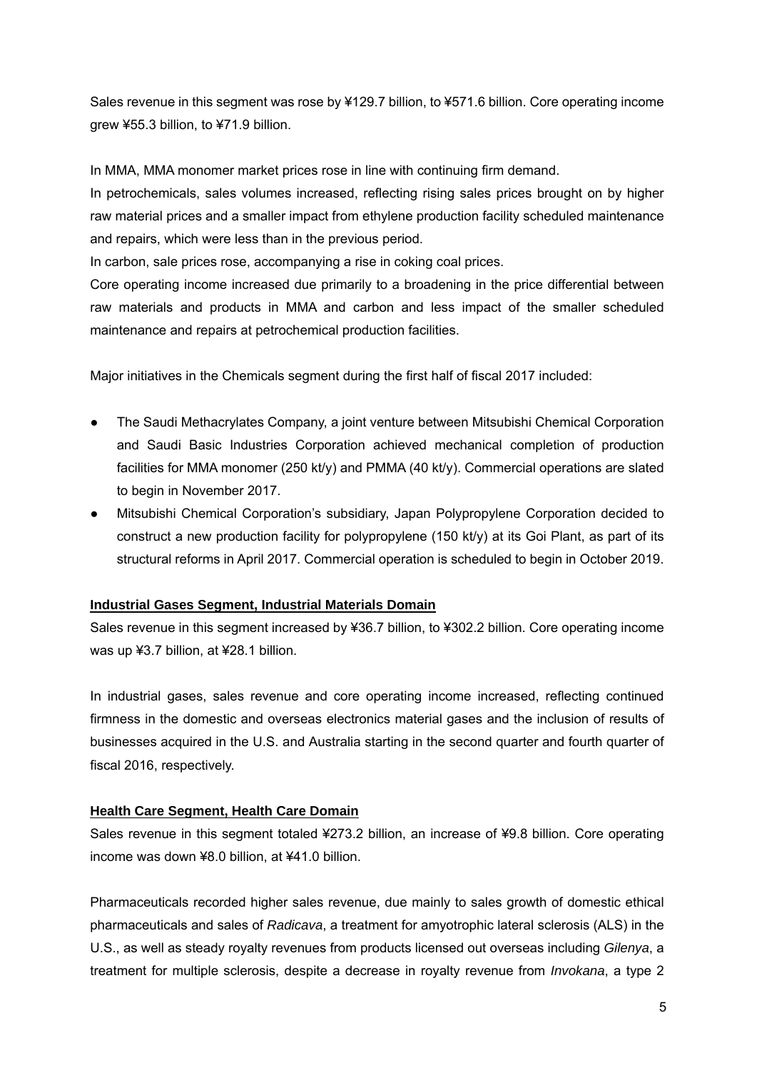Sales revenue in this segment was rose by ¥129.7 billion, to ¥571.6 billion. Core operating income grew ¥55.3 billion, to ¥71.9 billion.

In MMA, MMA monomer market prices rose in line with continuing firm demand.
In petrochemicals, sales volumes increased, reflecting rising sales prices brought on by higher raw material prices and a smaller impact from ethylene production facility scheduled maintenance and repairs, which were less than in the previous period.
In carbon, sale prices rose, accompanying a rise in coking coal prices.
Core operating income increased due primarily to a broadening in the price differential between raw materials and products in MMA and carbon and less impact of the smaller scheduled maintenance and repairs at petrochemical production facilities.

Major initiatives in the Chemicals segment during the first half of fiscal 2017 included:

- The Saudi Methacrylates Company, a joint venture between Mitsubishi Chemical Corporation and Saudi Basic Industries Corporation achieved mechanical completion of production facilities for MMA monomer (250 kt/y) and PMMA (40 kt/y). Commercial operations are slated to begin in November 2017.
- Mitsubishi Chemical Corporation's subsidiary, Japan Polypropylene Corporation decided to construct a new production facility for polypropylene (150 kt/y) at its Goi Plant, as part of its structural reforms in April 2017. Commercial operation is scheduled to begin in October 2019.

**Industrial Gases Segment, Industrial Materials Domain**

Sales revenue in this segment increased by ¥36.7 billion, to ¥302.2 billion. Core operating income was up ¥3.7 billion, at ¥28.1 billion.

In industrial gases, sales revenue and core operating income increased, reflecting continued firmness in the domestic and overseas electronics material gases and the inclusion of results of businesses acquired in the U.S. and Australia starting in the second quarter and fourth quarter of fiscal 2016, respectively.

**Health Care Segment, Health Care Domain**

Sales revenue in this segment totaled ¥273.2 billion, an increase of ¥9.8 billion. Core operating income was down ¥8.0 billion, at ¥41.0 billion.

Pharmaceuticals recorded higher sales revenue, due mainly to sales growth of domestic ethical pharmaceuticals and sales of *Radicava*, a treatment for amyotrophic lateral sclerosis (ALS) in the U.S., as well as steady royalty revenues from products licensed out overseas including *Gilenya*, a treatment for multiple sclerosis, despite a decrease in royalty revenue from *Invokana*, a type 2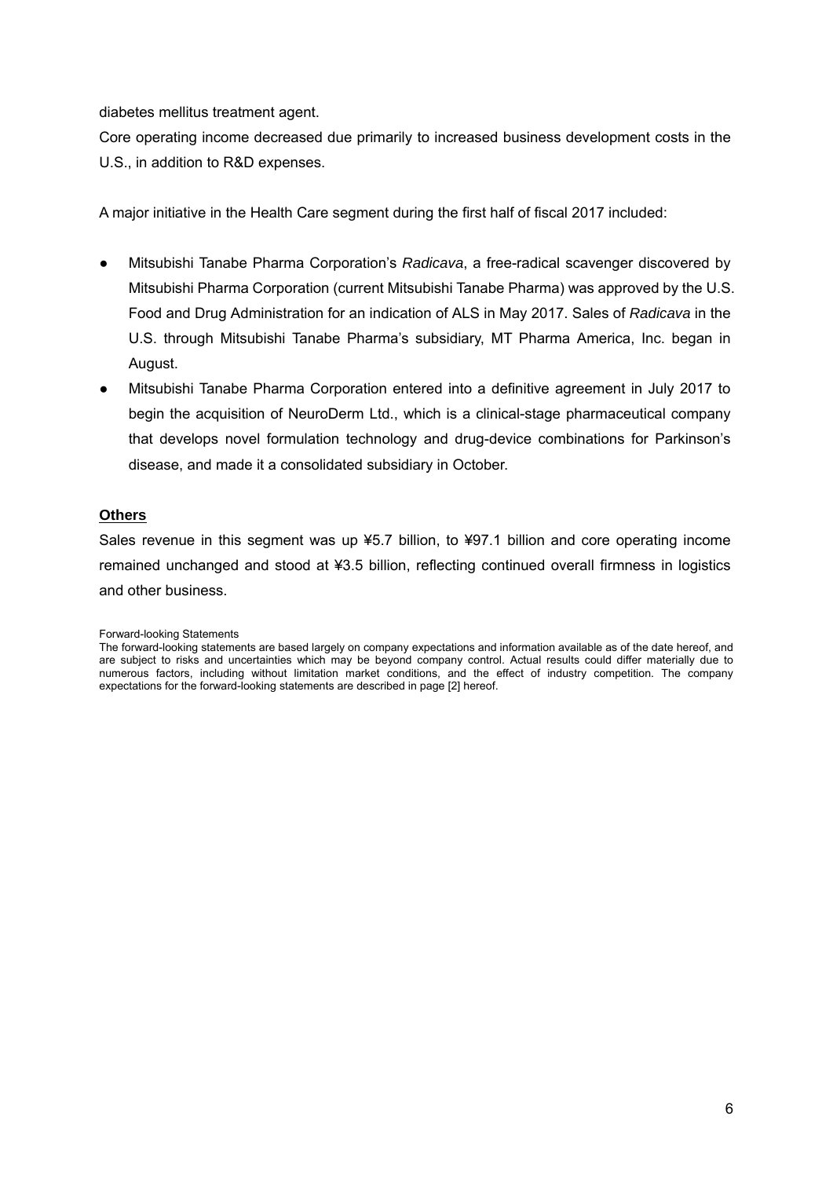diabetes mellitus treatment agent.

Core operating income decreased due primarily to increased business development costs in the U.S., in addition to R&D expenses.

A major initiative in the Health Care segment during the first half of fiscal 2017 included:

- Mitsubishi Tanabe Pharma Corporation's *Radicava*, a free-radical scavenger discovered by Mitsubishi Pharma Corporation (current Mitsubishi Tanabe Pharma) was approved by the U.S. Food and Drug Administration for an indication of ALS in May 2017. Sales of *Radicava* in the U.S. through Mitsubishi Tanabe Pharma's subsidiary, MT Pharma America, Inc. began in August.
- Mitsubishi Tanabe Pharma Corporation entered into a definitive agreement in July 2017 to begin the acquisition of NeuroDerm Ltd., which is a clinical-stage pharmaceutical company that develops novel formulation technology and drug-device combinations for Parkinson's disease, and made it a consolidated subsidiary in October.

**Others**

Sales revenue in this segment was up ¥5.7 billion, to ¥97.1 billion and core operating income remained unchanged and stood at ¥3.5 billion, reflecting continued overall firmness in logistics and other business.

Forward-looking Statements

The forward-looking statements are based largely on company expectations and information available as of the date hereof, and are subject to risks and uncertainties which may be beyond company control. Actual results could differ materially due to numerous factors, including without limitation market conditions, and the effect of industry competition. The company expectations for the forward-looking statements are described in page [2] hereof.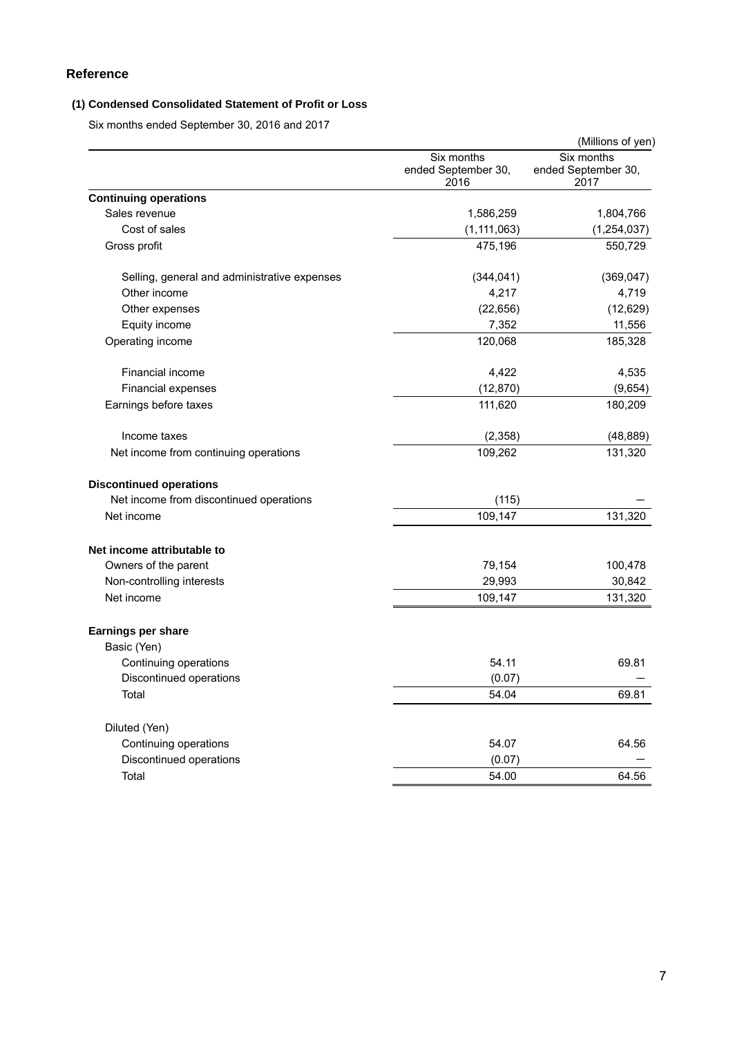## Reference

### (1) Condensed Consolidated Statement of Profit or Loss

Six months ended September 30, 2016 and 2017

(Millions of yen)

| | Six months ended September 30, 2016 | Six months ended September 30, 2017 |
|---|---|---|
| **Continuing operations** | | |
| Sales revenue | 1,586,259 | 1,804,766 |
| Cost of sales | (1,111,063) | (1,254,037) |
| Gross profit | 475,196 | 550,729 |
| Selling, general and administrative expenses | (344,041) | (369,047) |
| Other income | 4,217 | 4,719 |
| Other expenses | (22,656) | (12,629) |
| Equity income | 7,352 | 11,556 |
| Operating income | 120,068 | 185,328 |
| Financial income | 4,422 | 4,535 |
| Financial expenses | (12,870) | (9,654) |
| Earnings before taxes | 111,620 | 180,209 |
| Income taxes | (2,358) | (48,889) |
| Net income from continuing operations | 109,262 | 131,320 |
| **Discontinued operations** | | |
| Net income from discontinued operations | (115) | ― |
| Net income | 109,147 | 131,320 |
| **Net income attributable to** | | |
| Owners of the parent | 79,154 | 100,478 |
| Non-controlling interests | 29,993 | 30,842 |
| Net income | 109,147 | 131,320 |
| **Earnings per share** | | |
| Basic (Yen) | | |
| Continuing operations | 54.11 | 69.81 |
| Discontinued operations | (0.07) | ― |
| Total | 54.04 | 69.81 |
| Diluted (Yen) | | |
| Continuing operations | 54.07 | 64.56 |
| Discontinued operations | (0.07) | ― |
| Total | 54.00 | 64.56 |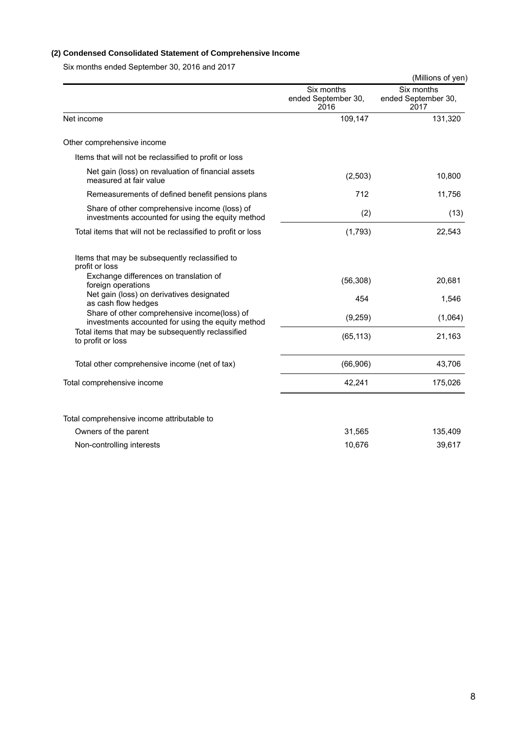### (2) Condensed Consolidated Statement of Comprehensive Income

Six months ended September 30, 2016 and 2017

(Millions of yen)

| | Six months ended September 30, 2016 | Six months ended September 30, 2017 |
|---|---|---|
| Net income | 109,147 | 131,320 |
| Other comprehensive income | | |
| Items that will not be reclassified to profit or loss | | |
| Net gain (loss) on revaluation of financial assets measured at fair value | (2,503) | 10,800 |
| Remeasurements of defined benefit pensions plans | 712 | 11,756 |
| Share of other comprehensive income (loss) of investments accounted for using the equity method | (2) | (13) |
| Total items that will not be reclassified to profit or loss | (1,793) | 22,543 |
| Items that may be subsequently reclassified to profit or loss | | |
| Exchange differences on translation of foreign operations | (56,308) | 20,681 |
| Net gain (loss) on derivatives designated as cash flow hedges | 454 | 1,546 |
| Share of other comprehensive income(loss) of investments accounted for using the equity method | (9,259) | (1,064) |
| Total items that may be subsequently reclassified to profit or loss | (65,113) | 21,163 |
| Total other comprehensive income (net of tax) | (66,906) | 43,706 |
| Total comprehensive income | 42,241 | 175,026 |
| Total comprehensive income attributable to | | |
| Owners of the parent | 31,565 | 135,409 |
| Non-controlling interests | 10,676 | 39,617 |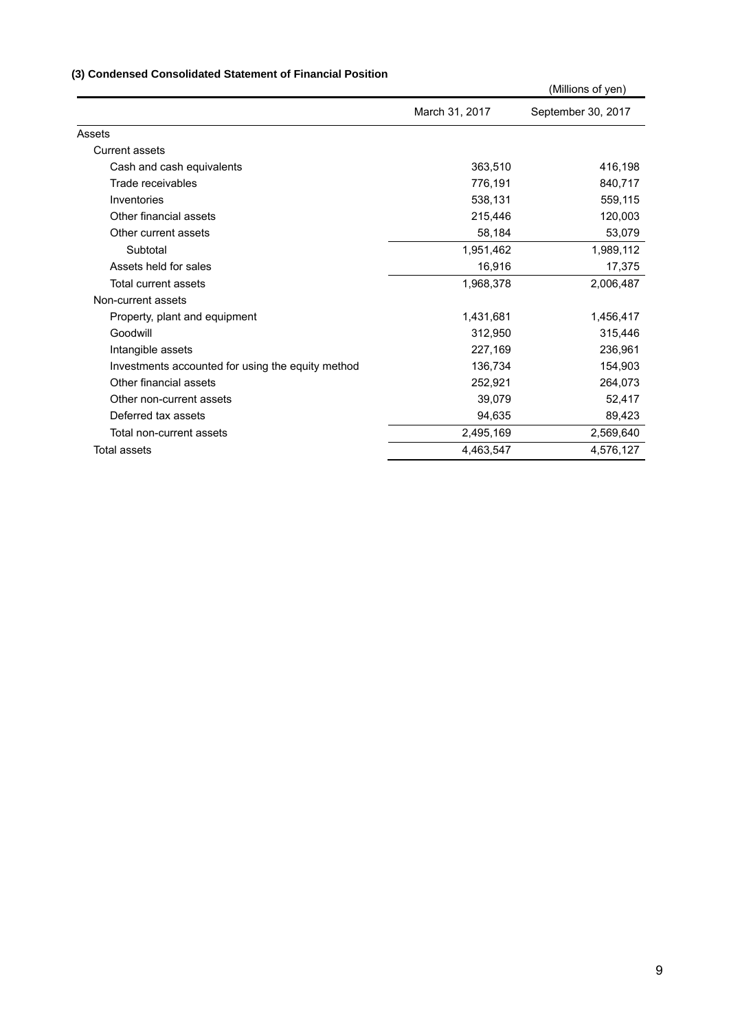### (3) Condensed Consolidated Statement of Financial Position

(Millions of yen)

| | March 31, 2017 | September 30, 2017 |
|---|---|---|
| Assets | | |
| Current assets | | |
| Cash and cash equivalents | 363,510 | 416,198 |
| Trade receivables | 776,191 | 840,717 |
| Inventories | 538,131 | 559,115 |
| Other financial assets | 215,446 | 120,003 |
| Other current assets | 58,184 | 53,079 |
| Subtotal | 1,951,462 | 1,989,112 |
| Assets held for sales | 16,916 | 17,375 |
| Total current assets | 1,968,378 | 2,006,487 |
| Non-current assets | | |
| Property, plant and equipment | 1,431,681 | 1,456,417 |
| Goodwill | 312,950 | 315,446 |
| Intangible assets | 227,169 | 236,961 |
| Investments accounted for using the equity method | 136,734 | 154,903 |
| Other financial assets | 252,921 | 264,073 |
| Other non-current assets | 39,079 | 52,417 |
| Deferred tax assets | 94,635 | 89,423 |
| Total non-current assets | 2,495,169 | 2,569,640 |
| Total assets | 4,463,547 | 4,576,127 |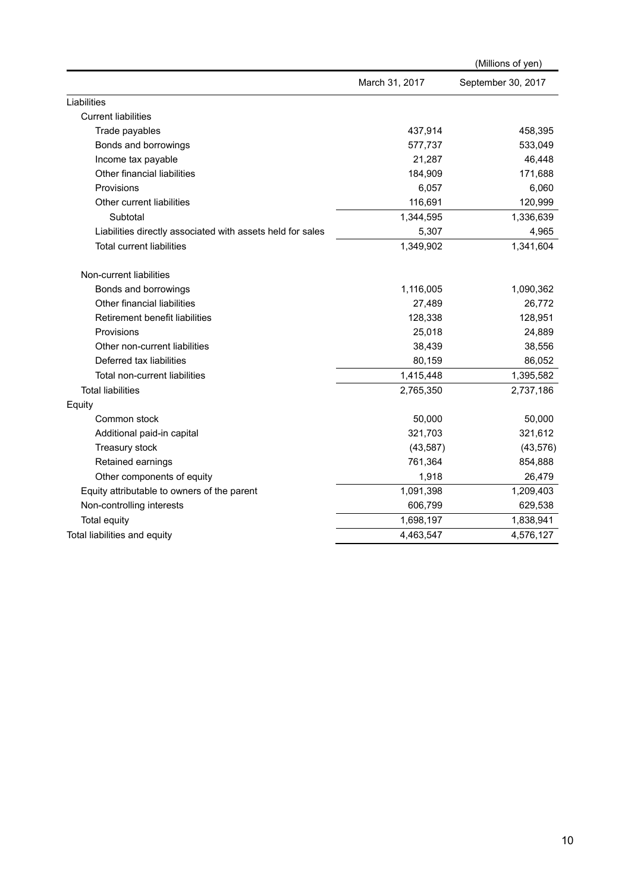(Millions of yen)

| | March 31, 2017 | September 30, 2017 |
|---|---|---|
| Liabilities | | |
| Current liabilities | | |
| Trade payables | 437,914 | 458,395 |
| Bonds and borrowings | 577,737 | 533,049 |
| Income tax payable | 21,287 | 46,448 |
| Other financial liabilities | 184,909 | 171,688 |
| Provisions | 6,057 | 6,060 |
| Other current liabilities | 116,691 | 120,999 |
| Subtotal | 1,344,595 | 1,336,639 |
| Liabilities directly associated with assets held for sales | 5,307 | 4,965 |
| Total current liabilities | 1,349,902 | 1,341,604 |
| | | |
| Non-current liabilities | | |
| Bonds and borrowings | 1,116,005 | 1,090,362 |
| Other financial liabilities | 27,489 | 26,772 |
| Retirement benefit liabilities | 128,338 | 128,951 |
| Provisions | 25,018 | 24,889 |
| Other non-current liabilities | 38,439 | 38,556 |
| Deferred tax liabilities | 80,159 | 86,052 |
| Total non-current liabilities | 1,415,448 | 1,395,582 |
| Total liabilities | 2,765,350 | 2,737,186 |
| Equity | | |
| Common stock | 50,000 | 50,000 |
| Additional paid-in capital | 321,703 | 321,612 |
| Treasury stock | (43,587) | (43,576) |
| Retained earnings | 761,364 | 854,888 |
| Other components of equity | 1,918 | 26,479 |
| Equity attributable to owners of the parent | 1,091,398 | 1,209,403 |
| Non-controlling interests | 606,799 | 629,538 |
| Total equity | 1,698,197 | 1,838,941 |
| Total liabilities and equity | 4,463,547 | 4,576,127 |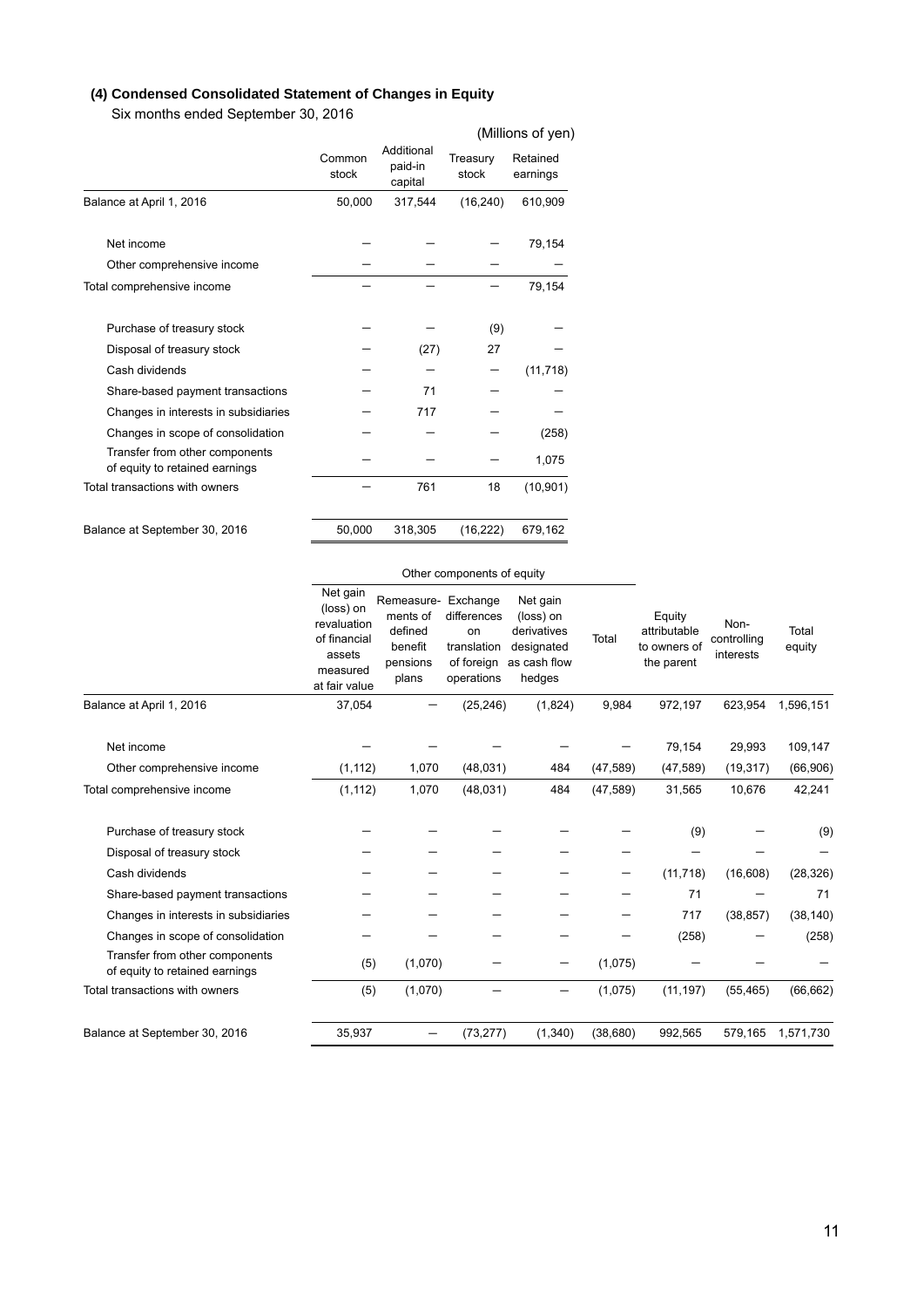### (4) Condensed Consolidated Statement of Changes in Equity

Six months ended September 30, 2016

(Millions of yen)

| | Common stock | Additional paid-in capital | Treasury stock | Retained earnings |
|---|---|---|---|---|
| Balance at April 1, 2016 | 50,000 | 317,544 | (16,240) | 610,909 |
| Net income | — | — | — | 79,154 |
| Other comprehensive income | — | — | — | — |
| Total comprehensive income | — | — | — | 79,154 |
| Purchase of treasury stock | — | — | (9) | — |
| Disposal of treasury stock | — | (27) | 27 | — |
| Cash dividends | — | — | — | (11,718) |
| Share-based payment transactions | — | 71 | — | — |
| Changes in interests in subsidiaries | — | 717 | — | — |
| Changes in scope of consolidation | — | — | — | (258) |
| Transfer from other components of equity to retained earnings | — | — | — | 1,075 |
| Total transactions with owners | — | 761 | 18 | (10,901) |
| Balance at September 30, 2016 | 50,000 | 318,305 | (16,222) | 679,162 |

| | Other components of equity | | | | | | | |
|---|---|---|---|---|---|---|---|---|
| | Net gain (loss) on revaluation of financial assets measured at fair value | Remeasure-ments of defined benefit pensions plans | Exchange differences on translation of foreign operations | Net gain (loss) on derivatives designated as cash flow hedges | Total | Equity attributable to owners of the parent | Non-controlling interests | Total equity |
| Balance at April 1, 2016 | 37,054 | — | (25,246) | (1,824) | 9,984 | 972,197 | 623,954 | 1,596,151 |
| Net income | — | — | — | — | — | 79,154 | 29,993 | 109,147 |
| Other comprehensive income | (1,112) | 1,070 | (48,031) | 484 | (47,589) | (47,589) | (19,317) | (66,906) |
| Total comprehensive income | (1,112) | 1,070 | (48,031) | 484 | (47,589) | 31,565 | 10,676 | 42,241 |
| Purchase of treasury stock | — | — | — | — | — | (9) | — | (9) |
| Disposal of treasury stock | — | — | — | — | — | — | — | — |
| Cash dividends | — | — | — | — | — | (11,718) | (16,608) | (28,326) |
| Share-based payment transactions | — | — | — | — | — | 71 | — | 71 |
| Changes in interests in subsidiaries | — | — | — | — | — | 717 | (38,857) | (38,140) |
| Changes in scope of consolidation | — | — | — | — | — | (258) | — | (258) |
| Transfer from other components of equity to retained earnings | (5) | (1,070) | — | — | (1,075) | — | — | — |
| Total transactions with owners | (5) | (1,070) | — | — | (1,075) | (11,197) | (55,465) | (66,662) |
| Balance at September 30, 2016 | 35,937 | — | (73,277) | (1,340) | (38,680) | 992,565 | 579,165 | 1,571,730 |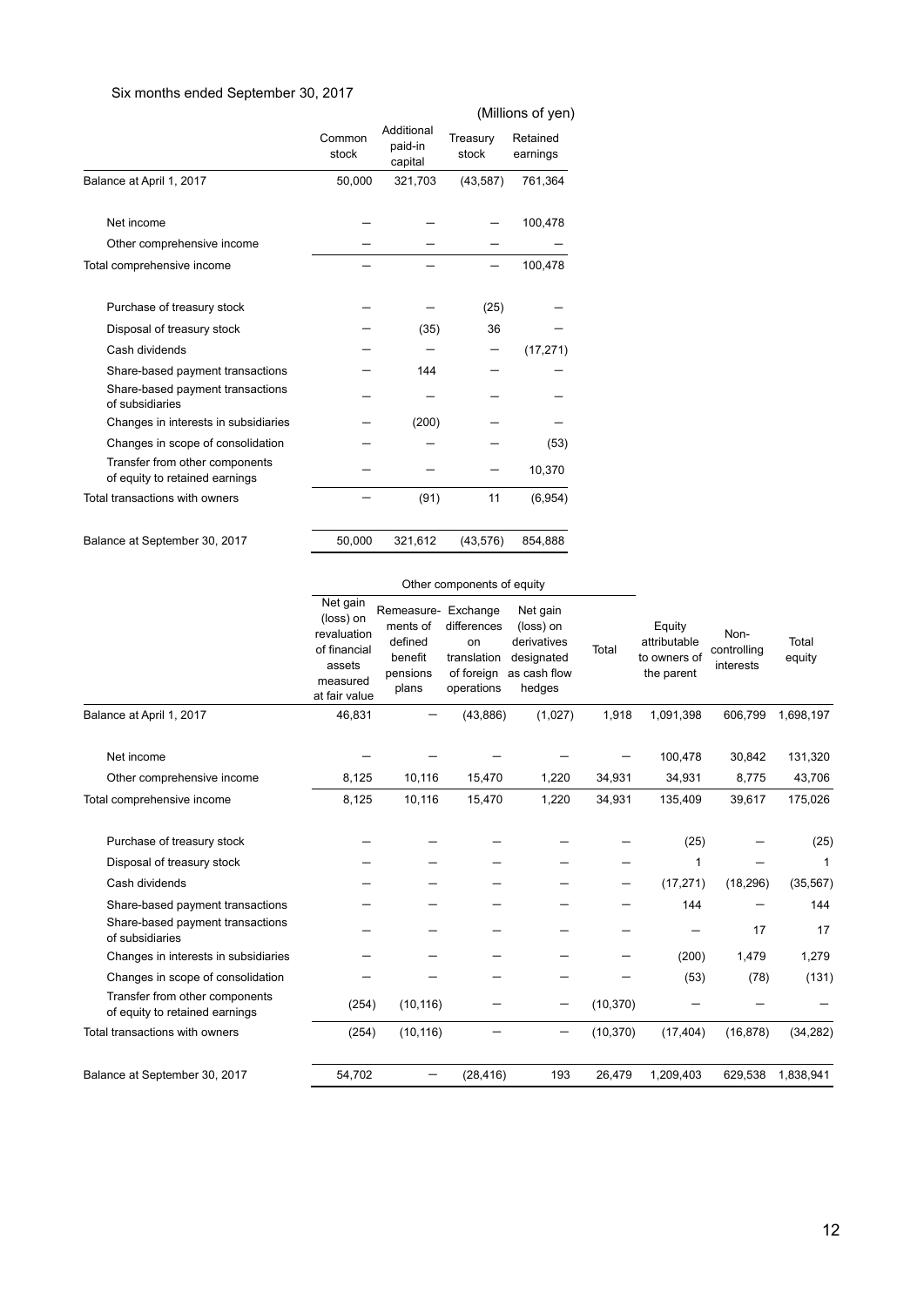Six months ended September 30, 2017

(Millions of yen)

| | Common stock | Additional paid-in capital | Treasury stock | Retained earnings |
|---|---|---|---|---|
| Balance at April 1, 2017 | 50,000 | 321,703 | (43,587) | 761,364 |
| Net income | ― | ― | ― | 100,478 |
| Other comprehensive income | ― | ― | ― | ― |
| Total comprehensive income | ― | ― | ― | 100,478 |
| Purchase of treasury stock | ― | ― | (25) | ― |
| Disposal of treasury stock | ― | (35) | 36 | ― |
| Cash dividends | ― | ― | ― | (17,271) |
| Share-based payment transactions | ― | 144 | ― | ― |
| Share-based payment transactions of subsidiaries | ― | ― | ― | ― |
| Changes in interests in subsidiaries | ― | (200) | ― | ― |
| Changes in scope of consolidation | ― | ― | ― | (53) |
| Transfer from other components of equity to retained earnings | ― | ― | ― | 10,370 |
| Total transactions with owners | ― | (91) | 11 | (6,954) |
| Balance at September 30, 2017 | 50,000 | 321,612 | (43,576) | 854,888 |

| | Other components of equity | | | | | | | |
|---|---|---|---|---|---|---|---|---|
| | Net gain (loss) on revaluation of financial assets measured at fair value | Remeasure-ments of defined benefit pensions plans | Exchange differences on translation of foreign operations | Net gain (loss) on derivatives designated as cash flow hedges | Total | Equity attributable to owners of the parent | Non-controlling interests | Total equity |
| Balance at April 1, 2017 | 46,831 | ― | (43,886) | (1,027) | 1,918 | 1,091,398 | 606,799 | 1,698,197 |
| Net income | ― | ― | ― | ― | ― | 100,478 | 30,842 | 131,320 |
| Other comprehensive income | 8,125 | 10,116 | 15,470 | 1,220 | 34,931 | 34,931 | 8,775 | 43,706 |
| Total comprehensive income | 8,125 | 10,116 | 15,470 | 1,220 | 34,931 | 135,409 | 39,617 | 175,026 |
| Purchase of treasury stock | ― | ― | ― | ― | ― | (25) | ― | (25) |
| Disposal of treasury stock | ― | ― | ― | ― | ― | 1 | ― | 1 |
| Cash dividends | ― | ― | ― | ― | ― | (17,271) | (18,296) | (35,567) |
| Share-based payment transactions | ― | ― | ― | ― | ― | 144 | ― | 144 |
| Share-based payment transactions of subsidiaries | ― | ― | ― | ― | ― | ― | 17 | 17 |
| Changes in interests in subsidiaries | ― | ― | ― | ― | ― | (200) | 1,479 | 1,279 |
| Changes in scope of consolidation | ― | ― | ― | ― | ― | (53) | (78) | (131) |
| Transfer from other components of equity to retained earnings | (254) | (10,116) | ― | ― | (10,370) | ― | ― | ― |
| Total transactions with owners | (254) | (10,116) | ― | ― | (10,370) | (17,404) | (16,878) | (34,282) |
| Balance at September 30, 2017 | 54,702 | ― | (28,416) | 193 | 26,479 | 1,209,403 | 629,538 | 1,838,941 |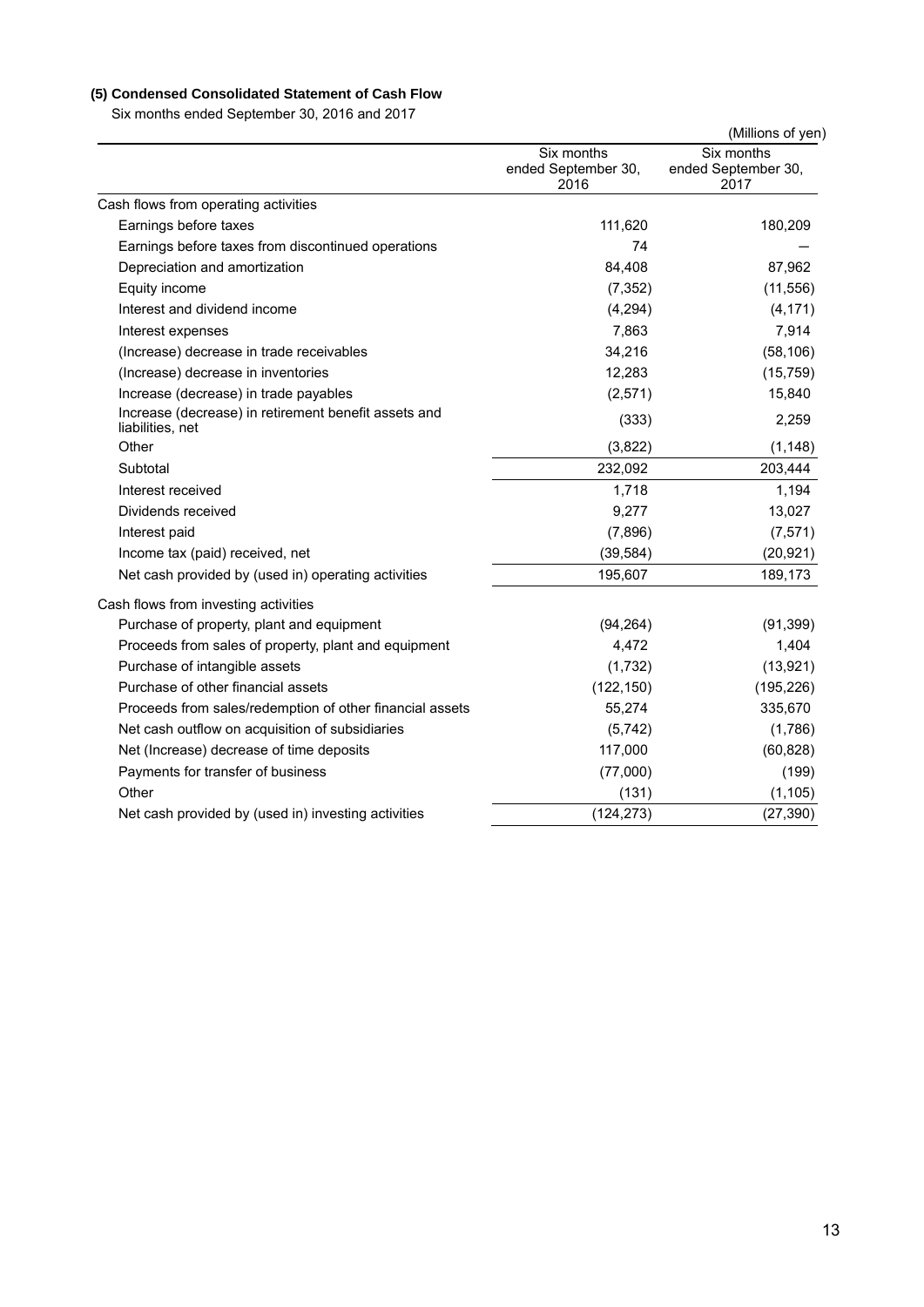### (5) Condensed Consolidated Statement of Cash Flow

Six months ended September 30, 2016 and 2017

(Millions of yen)

| | Six months ended September 30, 2016 | Six months ended September 30, 2017 |
|---|---|---|
| Cash flows from operating activities | | |
| Earnings before taxes | 111,620 | 180,209 |
| Earnings before taxes from discontinued operations | 74 | — |
| Depreciation and amortization | 84,408 | 87,962 |
| Equity income | (7,352) | (11,556) |
| Interest and dividend income | (4,294) | (4,171) |
| Interest expenses | 7,863 | 7,914 |
| (Increase) decrease in trade receivables | 34,216 | (58,106) |
| (Increase) decrease in inventories | 12,283 | (15,759) |
| Increase (decrease) in trade payables | (2,571) | 15,840 |
| Increase (decrease) in retirement benefit assets and liabilities, net | (333) | 2,259 |
| Other | (3,822) | (1,148) |
| Subtotal | 232,092 | 203,444 |
| Interest received | 1,718 | 1,194 |
| Dividends received | 9,277 | 13,027 |
| Interest paid | (7,896) | (7,571) |
| Income tax (paid) received, net | (39,584) | (20,921) |
| Net cash provided by (used in) operating activities | 195,607 | 189,173 |
| Cash flows from investing activities | | |
| Purchase of property, plant and equipment | (94,264) | (91,399) |
| Proceeds from sales of property, plant and equipment | 4,472 | 1,404 |
| Purchase of intangible assets | (1,732) | (13,921) |
| Purchase of other financial assets | (122,150) | (195,226) |
| Proceeds from sales/redemption of other financial assets | 55,274 | 335,670 |
| Net cash outflow on acquisition of subsidiaries | (5,742) | (1,786) |
| Net (Increase) decrease of time deposits | 117,000 | (60,828) |
| Payments for transfer of business | (77,000) | (199) |
| Other | (131) | (1,105) |
| Net cash provided by (used in) investing activities | (124,273) | (27,390) |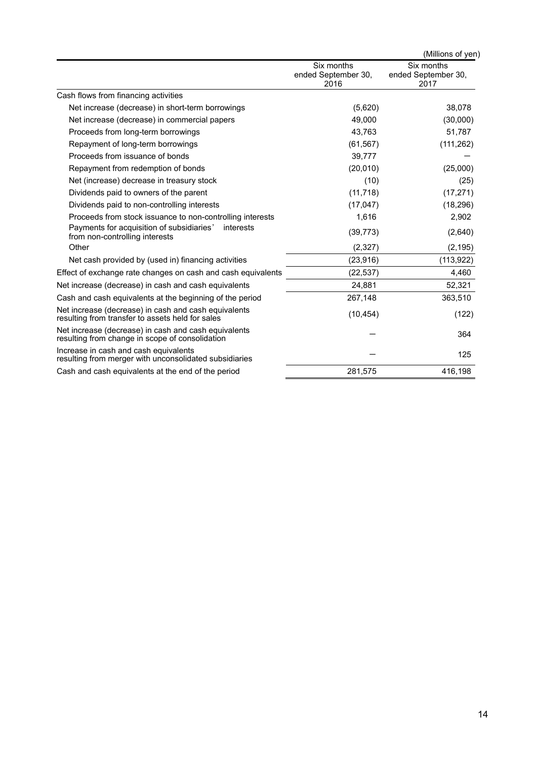(Millions of yen)

| | Six months ended September 30, 2016 | Six months ended September 30, 2017 |
|---|---|---|
| Cash flows from financing activities | | |
| Net increase (decrease) in short-term borrowings | (5,620) | 38,078 |
| Net increase (decrease) in commercial papers | 49,000 | (30,000) |
| Proceeds from long-term borrowings | 43,763 | 51,787 |
| Repayment of long-term borrowings | (61,567) | (111,262) |
| Proceeds from issuance of bonds | 39,777 | — |
| Repayment from redemption of bonds | (20,010) | (25,000) |
| Net (increase) decrease in treasury stock | (10) | (25) |
| Dividends paid to owners of the parent | (11,718) | (17,271) |
| Dividends paid to non-controlling interests | (17,047) | (18,296) |
| Proceeds from stock issuance to non-controlling interests | 1,616 | 2,902 |
| Payments for acquisition of subsidiaries' interests from non-controlling interests | (39,773) | (2,640) |
| Other | (2,327) | (2,195) |
| Net cash provided by (used in) financing activities | (23,916) | (113,922) |
| Effect of exchange rate changes on cash and cash equivalents | (22,537) | 4,460 |
| Net increase (decrease) in cash and cash equivalents | 24,881 | 52,321 |
| Cash and cash equivalents at the beginning of the period | 267,148 | 363,510 |
| Net increase (decrease) in cash and cash equivalents resulting from transfer to assets held for sales | (10,454) | (122) |
| Net increase (decrease) in cash and cash equivalents resulting from change in scope of consolidation | — | 364 |
| Increase in cash and cash equivalents resulting from merger with unconsolidated subsidiaries | — | 125 |
| Cash and cash equivalents at the end of the period | 281,575 | 416,198 |